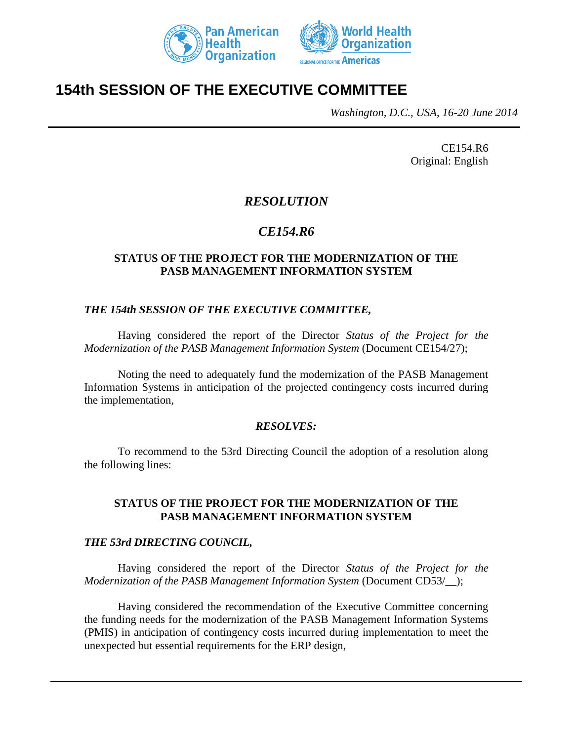Pan American Health Organization

World Health Organization

REGIONAL OFFICE FOR THE Americas

# 154th SESSION OF THE EXECUTIVE COMMITTEE

*Washington, D.C., USA, 16-20 June 2014*

CE154.R6
Original: English

## *RESOLUTION*

## *CE154.R6*

### STATUS OF THE PROJECT FOR THE MODERNIZATION OF THE PASB MANAGEMENT INFORMATION SYSTEM

***THE 154th SESSION OF THE EXECUTIVE COMMITTEE,***

Having considered the report of the Director *Status of the Project for the Modernization of the PASB Management Information System* (Document CE154/27);

Noting the need to adequately fund the modernization of the PASB Management Information Systems in anticipation of the projected contingency costs incurred during the implementation,

***RESOLVES:***

To recommend to the 53rd Directing Council the adoption of a resolution along the following lines:

### STATUS OF THE PROJECT FOR THE MODERNIZATION OF THE PASB MANAGEMENT INFORMATION SYSTEM

***THE 53rd DIRECTING COUNCIL,***

Having considered the report of the Director *Status of the Project for the Modernization of the PASB Management Information System* (Document CD53/__);

Having considered the recommendation of the Executive Committee concerning the funding needs for the modernization of the PASB Management Information Systems (PMIS) in anticipation of contingency costs incurred during implementation to meet the unexpected but essential requirements for the ERP design,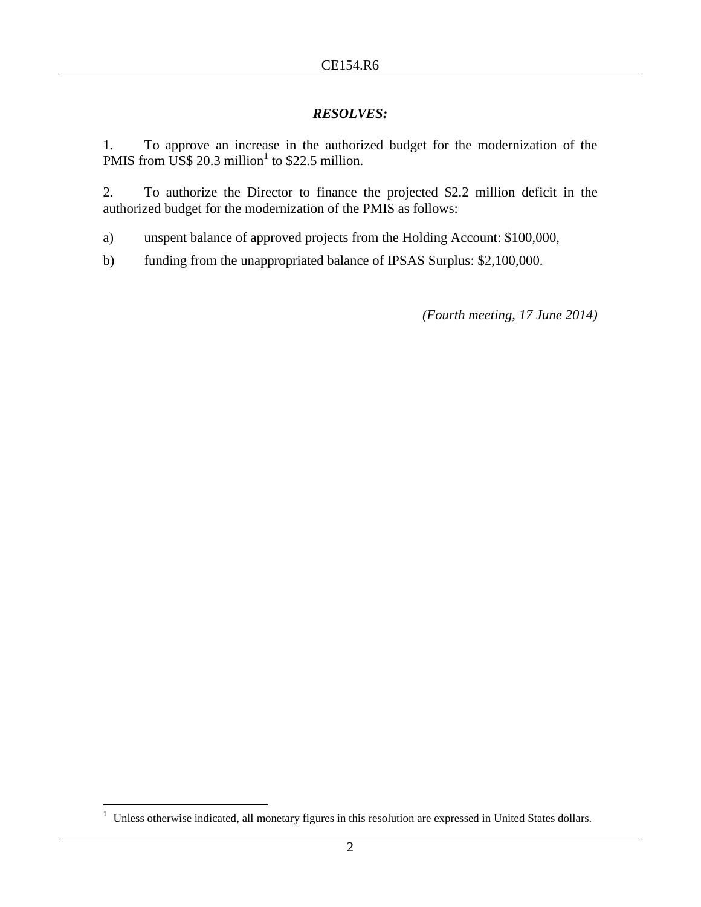***RESOLVES:***

1. To approve an increase in the authorized budget for the modernization of the PMIS from US$ 20.3 million[1] to $22.5 million.

2. To authorize the Director to finance the projected $2.2 million deficit in the authorized budget for the modernization of the PMIS as follows:

a) unspent balance of approved projects from the Holding Account: $100,000,

b) funding from the unappropriated balance of IPSAS Surplus: $2,100,000.

*(Fourth meeting, 17 June 2014)*

---

[1] Unless otherwise indicated, all monetary figures in this resolution are expressed in United States dollars.